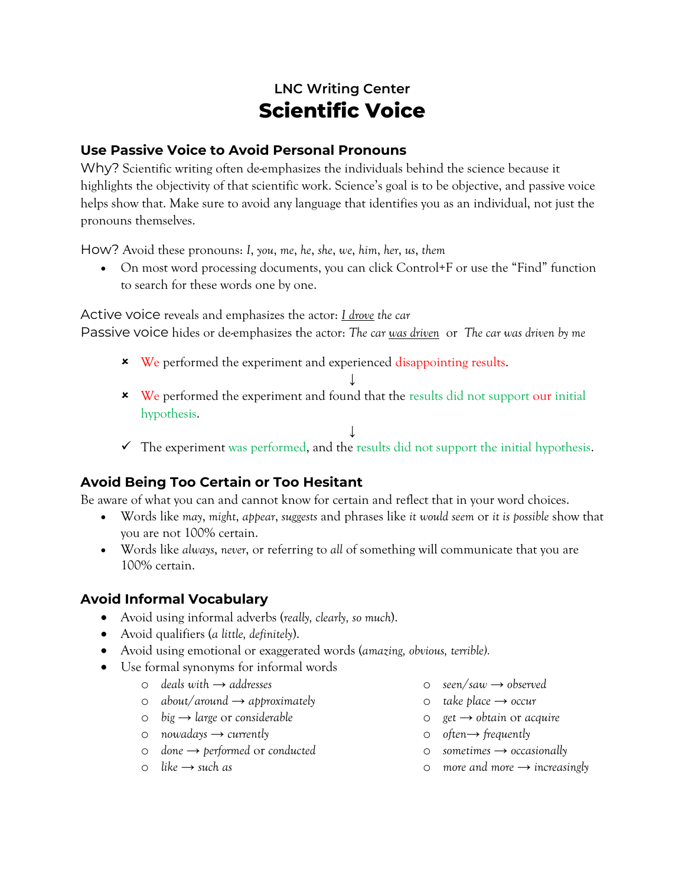### LNC Writing Center

# Scientific Voice

## Use Passive Voice to Avoid Personal Pronouns

Why? Scientific writing often de-emphasizes the individuals behind the science because it highlights the objectivity of that scientific work. Science's goal is to be objective, and passive voice helps show that. Make sure to avoid any language that identifies you as an individual, not just the pronouns themselves.

How? Avoid these pronouns: *I*, *you*, *me*, *he*, *she*, *we*, *him*, *her*, *us*, *them*

- On most word processing documents, you can click Control+F or use the "Find" function to search for these words one by one.

Active voice reveals and emphasizes the actor: *I drove the car*
Passive voice hides or de-emphasizes the actor: *The car was driven* or *The car was driven by me*

- ✗ We performed the experiment and experienced disappointing results.

↓

- ✗ We performed the experiment and found that the results did not support our initial hypothesis.

↓

- ✓ The experiment was performed, and the results did not support the initial hypothesis.

## Avoid Being Too Certain or Too Hesitant

Be aware of what you can and cannot know for certain and reflect that in your word choices.

- Words like *may*, *might*, *appear*, *suggests* and phrases like *it would seem* or *it is possible* show that you are not 100% certain.
- Words like *always*, *never*, or referring to *all* of something will communicate that you are 100% certain.

## Avoid Informal Vocabulary

- Avoid using informal adverbs (*really, clearly, so much*).
- Avoid qualifiers (*a little, definitely*).
- Avoid using emotional or exaggerated words (*amazing, obvious, terrible).*
- Use formal synonyms for informal words
  - *deals with* → *addresses*
  - *about/around* → *approximately*
  - *big* → *large* or *considerable*
  - *nowadays* → *currently*
  - *done* → *performed* or *conducted*
  - *like* → *such as*
  - *seen/saw* → *observed*
  - *take place* → *occur*
  - *get* → *obtain* or *acquire*
  - *often* → *frequently*
  - *sometimes* → *occasionally*
  - *more and more* → *increasingly*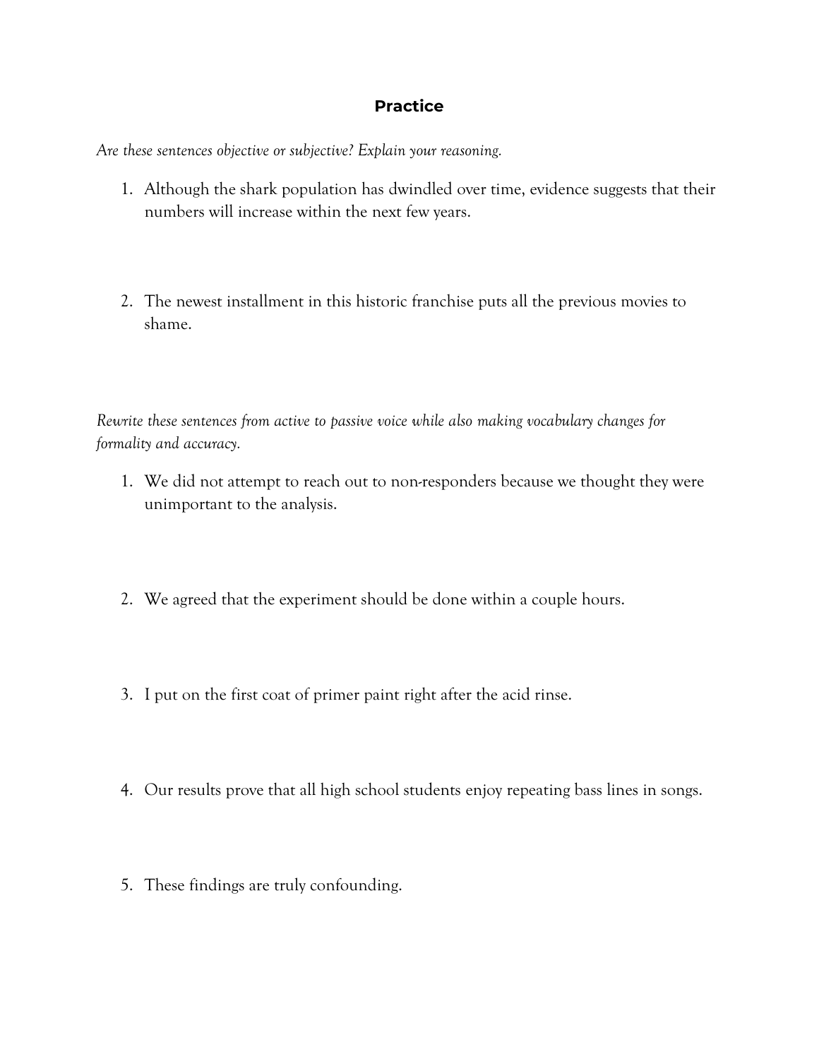## Practice

*Are these sentences objective or subjective? Explain your reasoning.*

1. Although the shark population has dwindled over time, evidence suggests that their numbers will increase within the next few years.

2. The newest installment in this historic franchise puts all the previous movies to shame.

*Rewrite these sentences from active to passive voice while also making vocabulary changes for formality and accuracy.*

1. We did not attempt to reach out to non-responders because we thought they were unimportant to the analysis.

2. We agreed that the experiment should be done within a couple hours.

3. I put on the first coat of primer paint right after the acid rinse.

4. Our results prove that all high school students enjoy repeating bass lines in songs.

5. These findings are truly confounding.